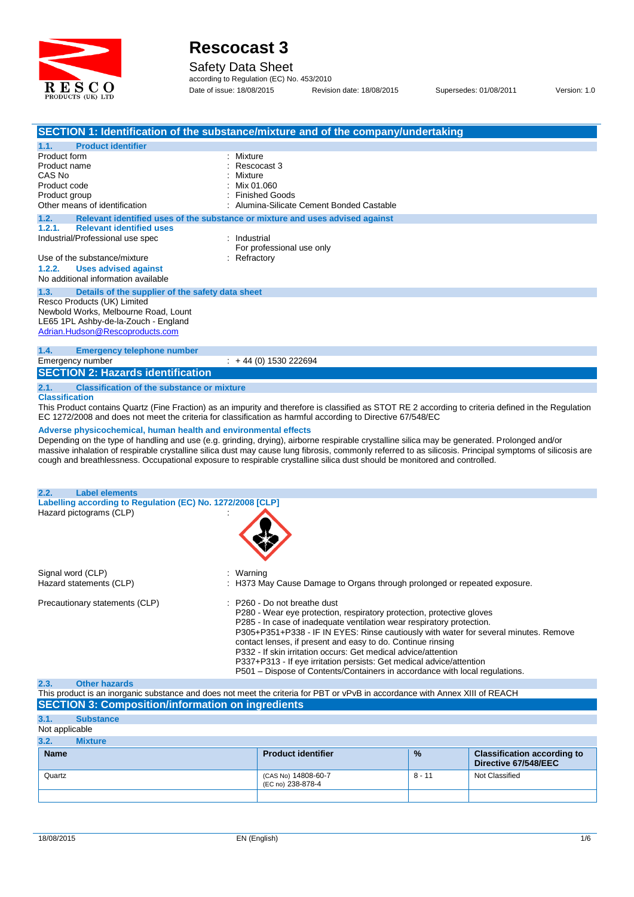# Rescocast 3

Safety Data Sheet

according to Regulation (EC) No. 453/2010

Date of issue: 18/08/2015 Revision date: 18/08/2015 Supersedes: 01/08/2011 Version: 1.0

## SECTION 1: Identification of the substance/mixture and of the company/undertaking

### 1.1. Product identifier

| | |
|---|---|
| Product form | : Mixture |
| Product name | : Rescocast 3 |
| CAS No | : Mixture |
| Product code | : Mix 01.060 |
| Product group | : Finished Goods |
| Other means of identification | : Alumina-Silicate Cement Bonded Castable |

### 1.2. Relevant identified uses of the substance or mixture and uses advised against

#### 1.2.1. Relevant identified uses

| | |
|---|---|
| Industrial/Professional use spec | : Industrial<br>For professional use only |
| Use of the substance/mixture | : Refractory |

#### 1.2.2. Uses advised against

No additional information available

### 1.3. Details of the supplier of the safety data sheet

Resco Products (UK) Limited
Newbold Works, Melbourne Road, Lount
LE65 1PL Ashby-de-la-Zouch - England
Adrian.Hudson@Rescoproducts.com

### 1.4. Emergency telephone number

Emergency number : + 44 (0) 1530 222694

## SECTION 2: Hazards identification

### 2.1. Classification of the substance or mixture

**Classification**

This Product contains Quartz (Fine Fraction) as an impurity and therefore is classified as STOT RE 2 according to criteria defined in the Regulation EC 1272/2008 and does not meet the criteria for classification as harmful according to Directive 67/548/EC

**Adverse physicochemical, human health and environmental effects**

Depending on the type of handling and use (e.g. grinding, drying), airborne respirable crystalline silica may be generated. Prolonged and/or massive inhalation of respirable crystalline silica dust may cause lung fibrosis, commonly referred to as silicosis. Principal symptoms of silicosis are cough and breathlessness. Occupational exposure to respirable crystalline silica dust should be monitored and controlled.

### 2.2. Label elements

**Labelling according to Regulation (EC) No. 1272/2008 [CLP]**

Hazard pictograms (CLP) :

Signal word (CLP) : Warning

Hazard statements (CLP) : H373 May Cause Damage to Organs through prolonged or repeated exposure.

Precautionary statements (CLP) :
- P260 - Do not breathe dust
- P280 - Wear eye protection, respiratory protection, protective gloves
- P285 - In case of inadequate ventilation wear respiratory protection.
- P305+P351+P338 - IF IN EYES: Rinse cautiously with water for several minutes. Remove contact lenses, if present and easy to do. Continue rinsing
- P332 - If skin irritation occurs: Get medical advice/attention
- P337+P313 - If eye irritation persists: Get medical advice/attention
- P501 – Dispose of Contents/Containers in accordance with local regulations.

### 2.3. Other hazards

This product is an inorganic substance and does not meet the criteria for PBT or vPvB in accordance with Annex XIII of REACH

## SECTION 3: Composition/information on ingredients

### 3.1. Substance

Not applicable

### 3.2. Mixture

| Name | Product identifier | % | Classification according to Directive 67/548/EEC |
|---|---|---|---|
| Quartz | (CAS No) 14808-60-7<br>(EC no) 238-878-4 | 8 - 11 | Not Classified |
| | | | |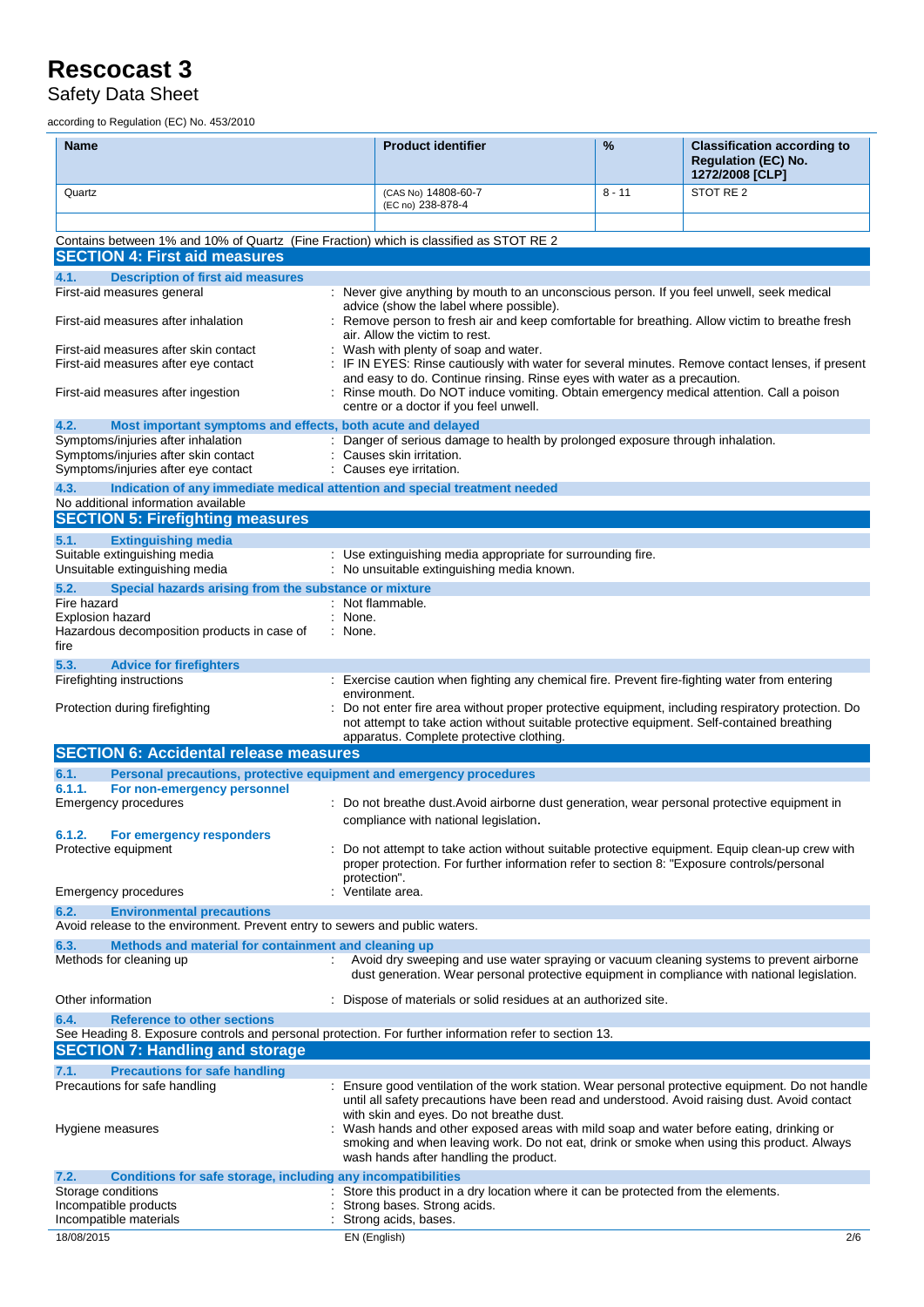| Name | Product identifier | % | Classification according to Regulation (EC) No. 1272/2008 [CLP] |
|---|---|---|---|
| Quartz | (CAS No) 14808-60-7<br>(EC no) 238-878-4 | 8 - 11 | STOT RE 2 |
| | | | |

Contains between 1% and 10% of Quartz (Fine Fraction) which is classified as STOT RE 2

## SECTION 4: First aid measures

### 4.1. Description of first aid measures

First-aid measures general : Never give anything by mouth to an unconscious person. If you feel unwell, seek medical advice (show the label where possible).

First-aid measures after inhalation : Remove person to fresh air and keep comfortable for breathing. Allow victim to breathe fresh air. Allow the victim to rest.

First-aid measures after skin contact : Wash with plenty of soap and water.

First-aid measures after eye contact : IF IN EYES: Rinse cautiously with water for several minutes. Remove contact lenses, if present and easy to do. Continue rinsing. Rinse eyes with water as a precaution.

First-aid measures after ingestion : Rinse mouth. Do NOT induce vomiting. Obtain emergency medical attention. Call a poison centre or a doctor if you feel unwell.

### 4.2. Most important symptoms and effects, both acute and delayed

Symptoms/injuries after inhalation : Danger of serious damage to health by prolonged exposure through inhalation.

Symptoms/injuries after skin contact : Causes skin irritation.

Symptoms/injuries after eye contact : Causes eye irritation.

### 4.3. Indication of any immediate medical attention and special treatment needed

No additional information available

## SECTION 5: Firefighting measures

### 5.1. Extinguishing media

Suitable extinguishing media : Use extinguishing media appropriate for surrounding fire.

Unsuitable extinguishing media : No unsuitable extinguishing media known.

### 5.2. Special hazards arising from the substance or mixture

Fire hazard : Not flammable.

Explosion hazard : None.

Hazardous decomposition products in case of fire : None.

### 5.3. Advice for firefighters

Firefighting instructions : Exercise caution when fighting any chemical fire. Prevent fire-fighting water from entering environment.

Protection during firefighting : Do not enter fire area without proper protective equipment, including respiratory protection. Do not attempt to take action without suitable protective equipment. Self-contained breathing apparatus. Complete protective clothing.

## SECTION 6: Accidental release measures

### 6.1. Personal precautions, protective equipment and emergency procedures

#### 6.1.1. For non-emergency personnel

Emergency procedures : Do not breathe dust.Avoid airborne dust generation, wear personal protective equipment in compliance with national legislation.

#### 6.1.2. For emergency responders

Protective equipment : Do not attempt to take action without suitable protective equipment. Equip clean-up crew with proper protection. For further information refer to section 8: "Exposure controls/personal protection".

Emergency procedures : Ventilate area.

### 6.2. Environmental precautions

Avoid release to the environment. Prevent entry to sewers and public waters.

### 6.3. Methods and material for containment and cleaning up

Methods for cleaning up : Avoid dry sweeping and use water spraying or vacuum cleaning systems to prevent airborne dust generation. Wear personal protective equipment in compliance with national legislation.

Other information : Dispose of materials or solid residues at an authorized site.

### 6.4. Reference to other sections

See Heading 8. Exposure controls and personal protection. For further information refer to section 13.

## SECTION 7: Handling and storage

### 7.1. Precautions for safe handling

Precautions for safe handling : Ensure good ventilation of the work station. Wear personal protective equipment. Do not handle until all safety precautions have been read and understood. Avoid raising dust. Avoid contact with skin and eyes. Do not breathe dust.

Hygiene measures : Wash hands and other exposed areas with mild soap and water before eating, drinking or smoking and when leaving work. Do not eat, drink or smoke when using this product. Always wash hands after handling the product.

### 7.2. Conditions for safe storage, including any incompatibilities

Storage conditions : Store this product in a dry location where it can be protected from the elements.

Incompatible products : Strong bases. Strong acids.

Incompatible materials : Strong acids, bases.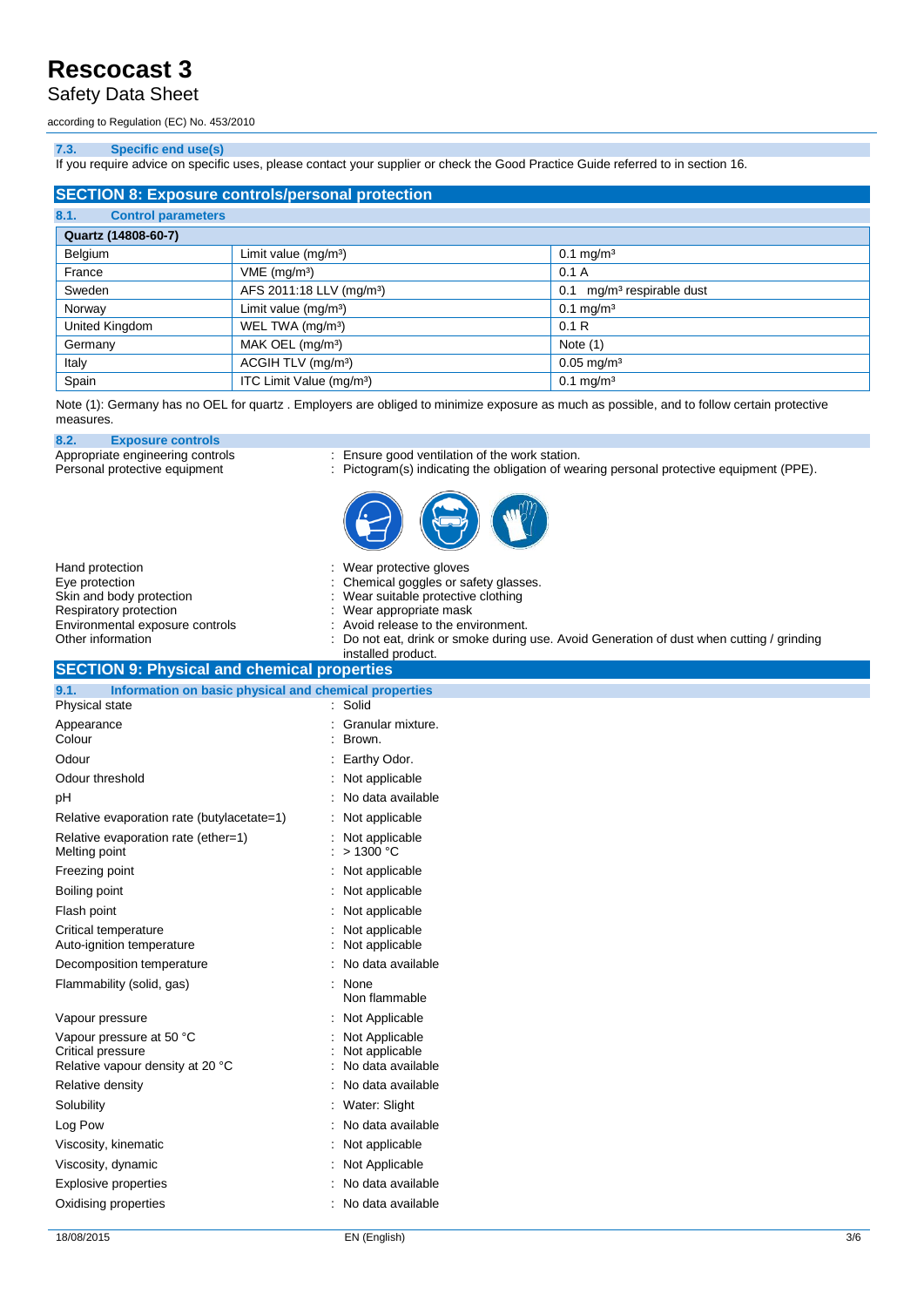### 7.3. Specific end use(s)

If you require advice on specific uses, please contact your supplier or check the Good Practice Guide referred to in section 16.

## SECTION 8: Exposure controls/personal protection

### 8.1. Control parameters

| Quartz (14808-60-7) | | |
|---|---|---|
| Belgium | Limit value (mg/m³) | 0.1 mg/m³ |
| France | VME (mg/m³) | 0.1 A |
| Sweden | AFS 2011:18 LLV (mg/m³) | 0.1 mg/m³ respirable dust |
| Norway | Limit value (mg/m³) | 0.1 mg/m³ |
| United Kingdom | WEL TWA (mg/m³) | 0.1 R |
| Germany | MAK OEL (mg/m³) | Note (1) |
| Italy | ACGIH TLV (mg/m³) | 0.05 mg/m³ |
| Spain | ITC Limit Value (mg/m³) | 0.1 mg/m³ |

Note (1): Germany has no OEL for quartz . Employers are obliged to minimize exposure as much as possible, and to follow certain protective measures.

### 8.2. Exposure controls

Appropriate engineering controls : Ensure good ventilation of the work station.

Personal protective equipment : Pictogram(s) indicating the obligation of wearing personal protective equipment (PPE).

Hand protection : Wear protective gloves

Eye protection : Chemical goggles or safety glasses.

Skin and body protection : Wear suitable protective clothing

Respiratory protection : Wear appropriate mask

Environmental exposure controls : Avoid release to the environment.

Other information : Do not eat, drink or smoke during use. Avoid Generation of dust when cutting / grinding installed product.

## SECTION 9: Physical and chemical properties

### 9.1. Information on basic physical and chemical properties

| | |
|---|---|
| Physical state | : Solid |
| Appearance | : Granular mixture. |
| Colour | : Brown. |
| Odour | : Earthy Odor. |
| Odour threshold | : Not applicable |
| pH | : No data available |
| Relative evaporation rate (butylacetate=1) | : Not applicable |
| Relative evaporation rate (ether=1) | : Not applicable |
| Melting point | : > 1300 °C |
| Freezing point | : Not applicable |
| Boiling point | : Not applicable |
| Flash point | : Not applicable |
| Critical temperature | : Not applicable |
| Auto-ignition temperature | : Not applicable |
| Decomposition temperature | : No data available |
| Flammability (solid, gas) | : None<br>Non flammable |
| Vapour pressure | : Not Applicable |
| Vapour pressure at 50 °C | : Not Applicable |
| Critical pressure | : Not applicable |
| Relative vapour density at 20 °C | : No data available |
| Relative density | : No data available |
| Solubility | : Water: Slight |
| Log Pow | : No data available |
| Viscosity, kinematic | : Not applicable |
| Viscosity, dynamic | : Not Applicable |
| Explosive properties | : No data available |
| Oxidising properties | : No data available |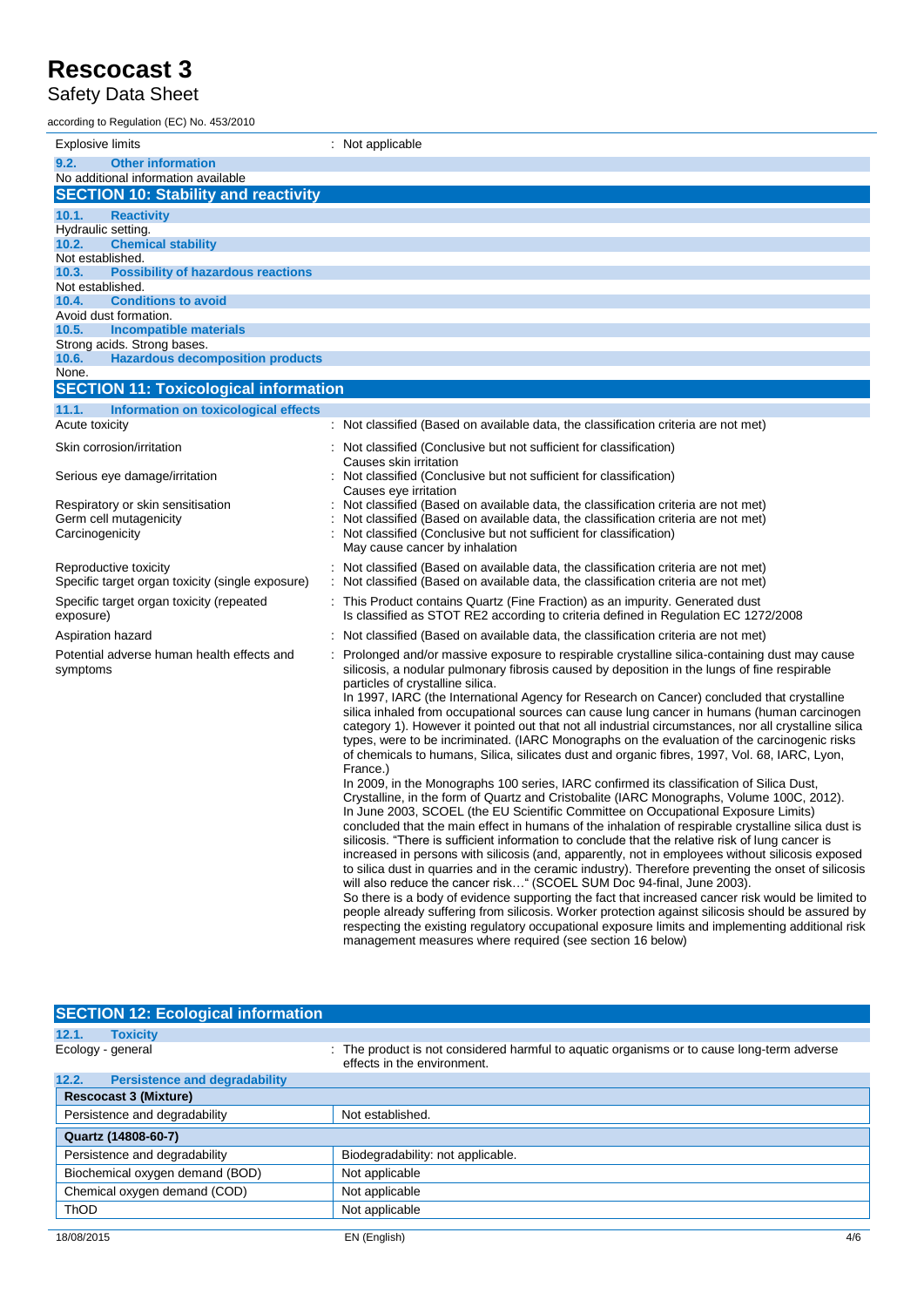| | |
|---|---|
| Explosive limits | : Not applicable |

### 9.2. Other information

No additional information available

## SECTION 10: Stability and reactivity

### 10.1. Reactivity

Hydraulic setting.

### 10.2. Chemical stability

Not established.

### 10.3. Possibility of hazardous reactions

Not established.

### 10.4. Conditions to avoid

Avoid dust formation.

### 10.5. Incompatible materials

Strong acids. Strong bases.

### 10.6. Hazardous decomposition products

None.

## SECTION 11: Toxicological information

### 11.1. Information on toxicological effects

| | |
|---|---|
| Acute toxicity | : Not classified (Based on available data, the classification criteria are not met) |
| Skin corrosion/irritation | : Not classified (Conclusive but not sufficient for classification)<br>Causes skin irritation |
| Serious eye damage/irritation | : Not classified (Conclusive but not sufficient for classification)<br>Causes eye irritation |
| Respiratory or skin sensitisation | : Not classified (Based on available data, the classification criteria are not met) |
| Germ cell mutagenicity | : Not classified (Based on available data, the classification criteria are not met) |
| Carcinogenicity | : Not classified (Conclusive but not sufficient for classification)<br>May cause cancer by inhalation |
| Reproductive toxicity | : Not classified (Based on available data, the classification criteria are not met) |
| Specific target organ toxicity (single exposure) | : Not classified (Based on available data, the classification criteria are not met) |
| Specific target organ toxicity (repeated exposure) | : This Product contains Quartz (Fine Fraction) as an impurity. Generated dust Is classified as STOT RE2 according to criteria defined in Regulation EC 1272/2008 |
| Aspiration hazard | : Not classified (Based on available data, the classification criteria are not met) |
| Potential adverse human health effects and symptoms | : Prolonged and/or massive exposure to respirable crystalline silica-containing dust may cause silicosis, a nodular pulmonary fibrosis caused by deposition in the lungs of fine respirable particles of crystalline silica.<br>In 1997, IARC (the International Agency for Research on Cancer) concluded that crystalline silica inhaled from occupational sources can cause lung cancer in humans (human carcinogen category 1). However it pointed out that not all industrial circumstances, nor all crystalline silica types, were to be incriminated. (IARC Monographs on the evaluation of the carcinogenic risks of chemicals to humans, Silica, silicates dust and organic fibres, 1997, Vol. 68, IARC, Lyon, France.)<br>In 2009, in the Monographs 100 series, IARC confirmed its classification of Silica Dust, Crystalline, in the form of Quartz and Cristobalite (IARC Monographs, Volume 100C, 2012).<br>In June 2003, SCOEL (the EU Scientific Committee on Occupational Exposure Limits) concluded that the main effect in humans of the inhalation of respirable crystalline silica dust is silicosis. "There is sufficient information to conclude that the relative risk of lung cancer is increased in persons with silicosis (and, apparently, not in employees without silicosis exposed to silica dust in quarries and in the ceramic industry). Therefore preventing the onset of silicosis will also reduce the cancer risk…" (SCOEL SUM Doc 94-final, June 2003).<br>So there is a body of evidence supporting the fact that increased cancer risk would be limited to people already suffering from silicosis. Worker protection against silicosis should be assured by respecting the existing regulatory occupational exposure limits and implementing additional risk management measures where required (see section 16 below) |

## SECTION 12: Ecological information

### 12.1. Toxicity

| | |
|---|---|
| Ecology - general | : The product is not considered harmful to aquatic organisms or to cause long-term adverse effects in the environment. |

### 12.2. Persistence and degradability

| Rescocast 3 (Mixture) | |
|---|---|
| Persistence and degradability | Not established. |

| Quartz (14808-60-7) | |
|---|---|
| Persistence and degradability | Biodegradability: not applicable. |
| Biochemical oxygen demand (BOD) | Not applicable |
| Chemical oxygen demand (COD) | Not applicable |
| ThOD | Not applicable |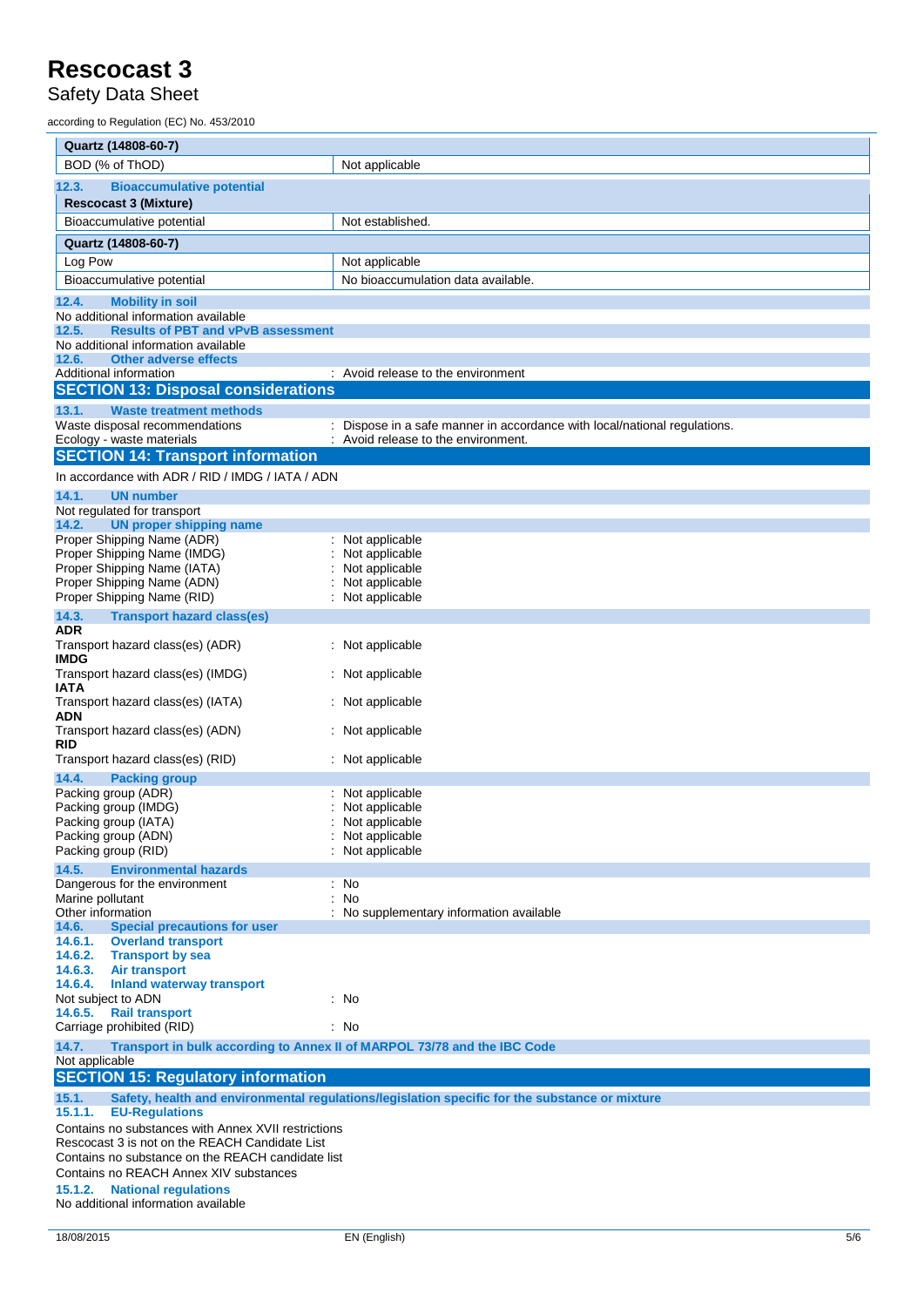| Quartz (14808-60-7) | |
|---|---|
| BOD (% of ThOD) | Not applicable |

### 12.3. Bioaccumulative potential

| Rescocast 3 (Mixture) | |
|---|---|
| Bioaccumulative potential | Not established. |

| Quartz (14808-60-7) | |
|---|---|
| Log Pow | Not applicable |
| Bioaccumulative potential | No bioaccumulation data available. |

### 12.4. Mobility in soil

No additional information available

### 12.5. Results of PBT and vPvB assessment

No additional information available

### 12.6. Other adverse effects

Additional information : Avoid release to the environment

## SECTION 13: Disposal considerations

### 13.1. Waste treatment methods

Waste disposal recommendations : Dispose in a safe manner in accordance with local/national regulations.

Ecology - waste materials : Avoid release to the environment.

## SECTION 14: Transport information

In accordance with ADR / RID / IMDG / IATA / ADN

### 14.1. UN number

Not regulated for transport

### 14.2. UN proper shipping name

Proper Shipping Name (ADR) : Not applicable
Proper Shipping Name (IMDG) : Not applicable
Proper Shipping Name (IATA) : Not applicable
Proper Shipping Name (ADN) : Not applicable
Proper Shipping Name (RID) : Not applicable

### 14.3. Transport hazard class(es)

**ADR**
Transport hazard class(es) (ADR) : Not applicable
**IMDG**
Transport hazard class(es) (IMDG) : Not applicable
**IATA**
Transport hazard class(es) (IATA) : Not applicable
**ADN**
Transport hazard class(es) (ADN) : Not applicable
**RID**
Transport hazard class(es) (RID) : Not applicable

### 14.4. Packing group

Packing group (ADR) : Not applicable
Packing group (IMDG) : Not applicable
Packing group (IATA) : Not applicable
Packing group (ADN) : Not applicable
Packing group (RID) : Not applicable

### 14.5. Environmental hazards

Dangerous for the environment : No
Marine pollutant : No
Other information : No supplementary information available

### 14.6. Special precautions for user

#### 14.6.1. Overland transport

#### 14.6.2. Transport by sea

#### 14.6.3. Air transport

#### 14.6.4. Inland waterway transport

Not subject to ADN : No

#### 14.6.5. Rail transport

Carriage prohibited (RID) : No

### 14.7. Transport in bulk according to Annex II of MARPOL 73/78 and the IBC Code

Not applicable

## SECTION 15: Regulatory information

### 15.1. Safety, health and environmental regulations/legislation specific for the substance or mixture

#### 15.1.1. EU-Regulations

Contains no substances with Annex XVII restrictions
Rescocast 3 is not on the REACH Candidate List
Contains no substance on the REACH candidate list
Contains no REACH Annex XIV substances

#### 15.1.2. National regulations

No additional information available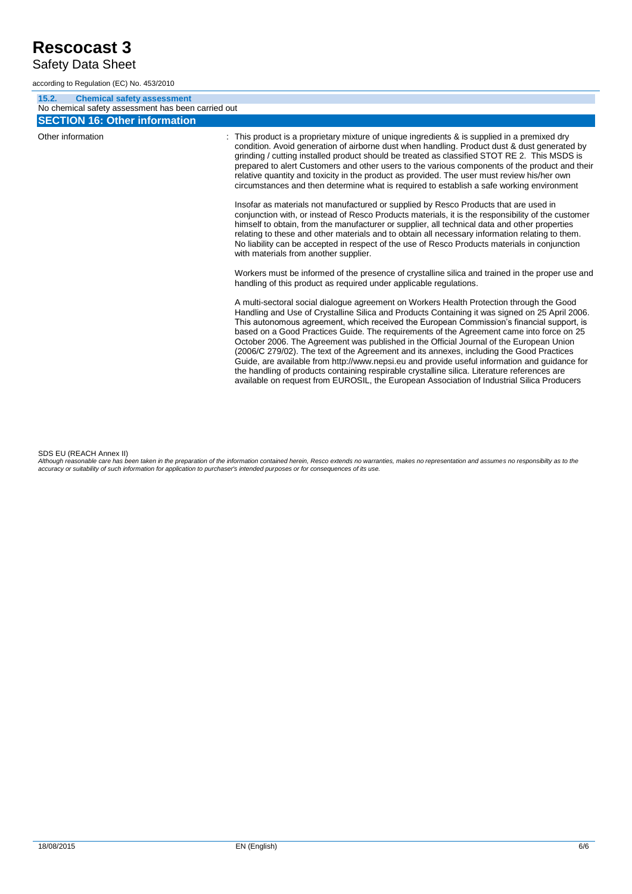### 15.2. Chemical safety assessment

No chemical safety assessment has been carried out

## SECTION 16: Other information

Other information : This product is a proprietary mixture of unique ingredients & is supplied in a premixed dry condition. Avoid generation of airborne dust when handling. Product dust & dust generated by grinding / cutting installed product should be treated as classified STOT RE 2. This MSDS is prepared to alert Customers and other users to the various components of the product and their relative quantity and toxicity in the product as provided. The user must review his/her own circumstances and then determine what is required to establish a safe working environment

Insofar as materials not manufactured or supplied by Resco Products that are used in conjunction with, or instead of Resco Products materials, it is the responsibility of the customer himself to obtain, from the manufacturer or supplier, all technical data and other properties relating to these and other materials and to obtain all necessary information relating to them. No liability can be accepted in respect of the use of Resco Products materials in conjunction with materials from another supplier.

Workers must be informed of the presence of crystalline silica and trained in the proper use and handling of this product as required under applicable regulations.

A multi-sectoral social dialogue agreement on Workers Health Protection through the Good Handling and Use of Crystalline Silica and Products Containing it was signed on 25 April 2006. This autonomous agreement, which received the European Commission's financial support, is based on a Good Practices Guide. The requirements of the Agreement came into force on 25 October 2006. The Agreement was published in the Official Journal of the European Union (2006/C 279/02). The text of the Agreement and its annexes, including the Good Practices Guide, are available from http://www.nepsi.eu and provide useful information and guidance for the handling of products containing respirable crystalline silica. Literature references are available on request from EUROSIL, the European Association of Industrial Silica Producers

SDS EU (REACH Annex II)

*Although reasonable care has been taken in the preparation of the information contained herein, Resco extends no warranties, makes no representation and assumes no responsibilty as to the accuracy or suitability of such information for application to purchaser's intended purposes or for consequences of its use.*